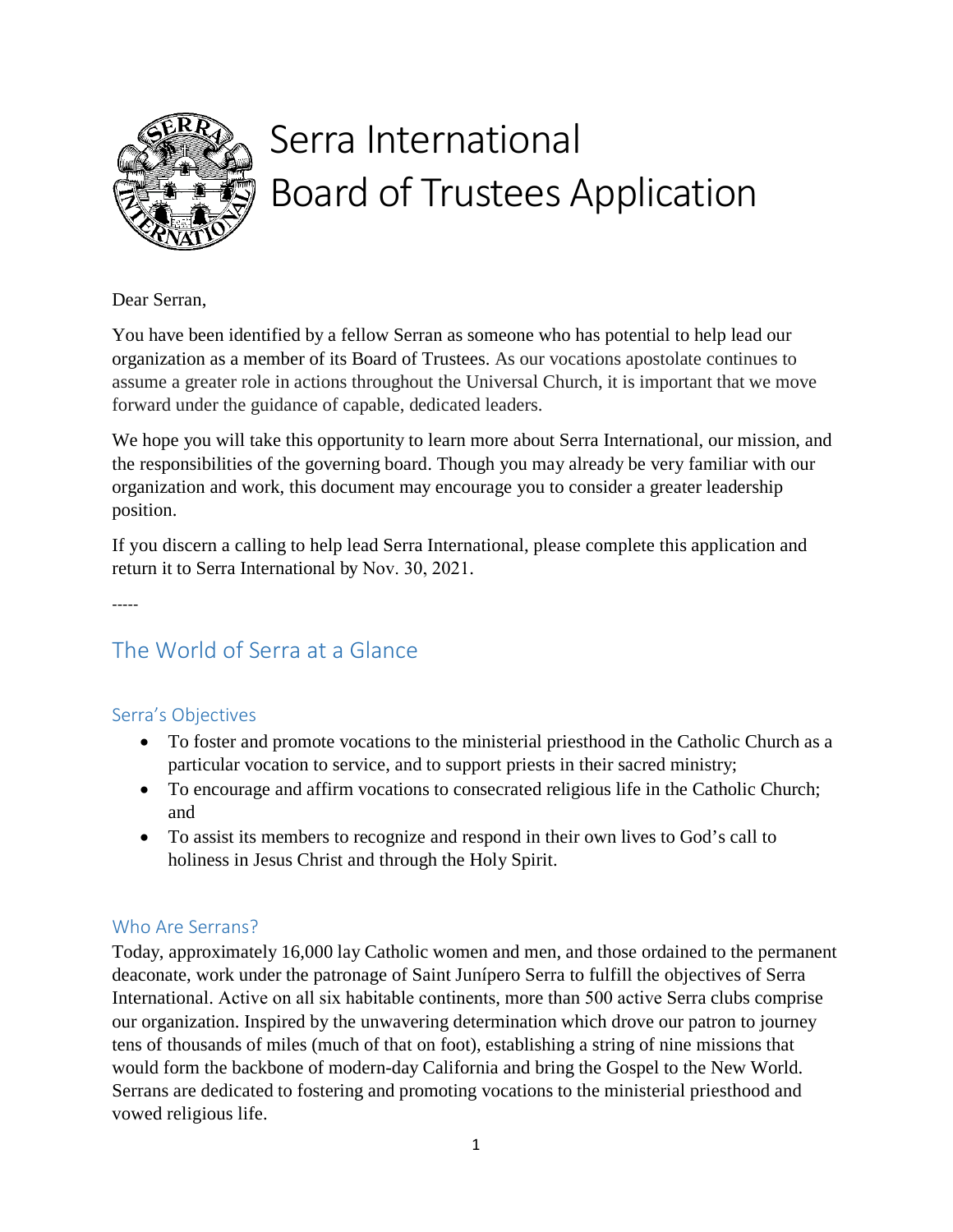# Serra International Board of Trustees Application

Dear Serran,

You have been identified by a fellow Serran as someone who has potential to help lead our organization as a member of its Board of Trustees. As our vocations apostolate continues to assume a greater role in actions throughout the Universal Church, it is important that we move forward under the guidance of capable, dedicated leaders.

We hope you will take this opportunity to learn more about Serra International, our mission, and the responsibilities of the governing board. Though you may already be very familiar with our organization and work, this document may encourage you to consider a greater leadership position.

If you discern a calling to help lead Serra International, please complete this application and return it to Serra International by Nov. 30, 2021.

-----

## The World of Serra at a Glance

### Serra's Objectives

- To foster and promote vocations to the ministerial priesthood in the Catholic Church as a particular vocation to service, and to support priests in their sacred ministry;
- To encourage and affirm vocations to consecrated religious life in the Catholic Church; and
- To assist its members to recognize and respond in their own lives to God's call to holiness in Jesus Christ and through the Holy Spirit.

### Who Are Serrans?

Today, approximately 16,000 lay Catholic women and men, and those ordained to the permanent deaconate, work under the patronage of Saint Junípero Serra to fulfill the objectives of Serra International. Active on all six habitable continents, more than 500 active Serra clubs comprise our organization. Inspired by the unwavering determination which drove our patron to journey tens of thousands of miles (much of that on foot), establishing a string of nine missions that would form the backbone of modern-day California and bring the Gospel to the New World. Serrans are dedicated to fostering and promoting vocations to the ministerial priesthood and vowed religious life.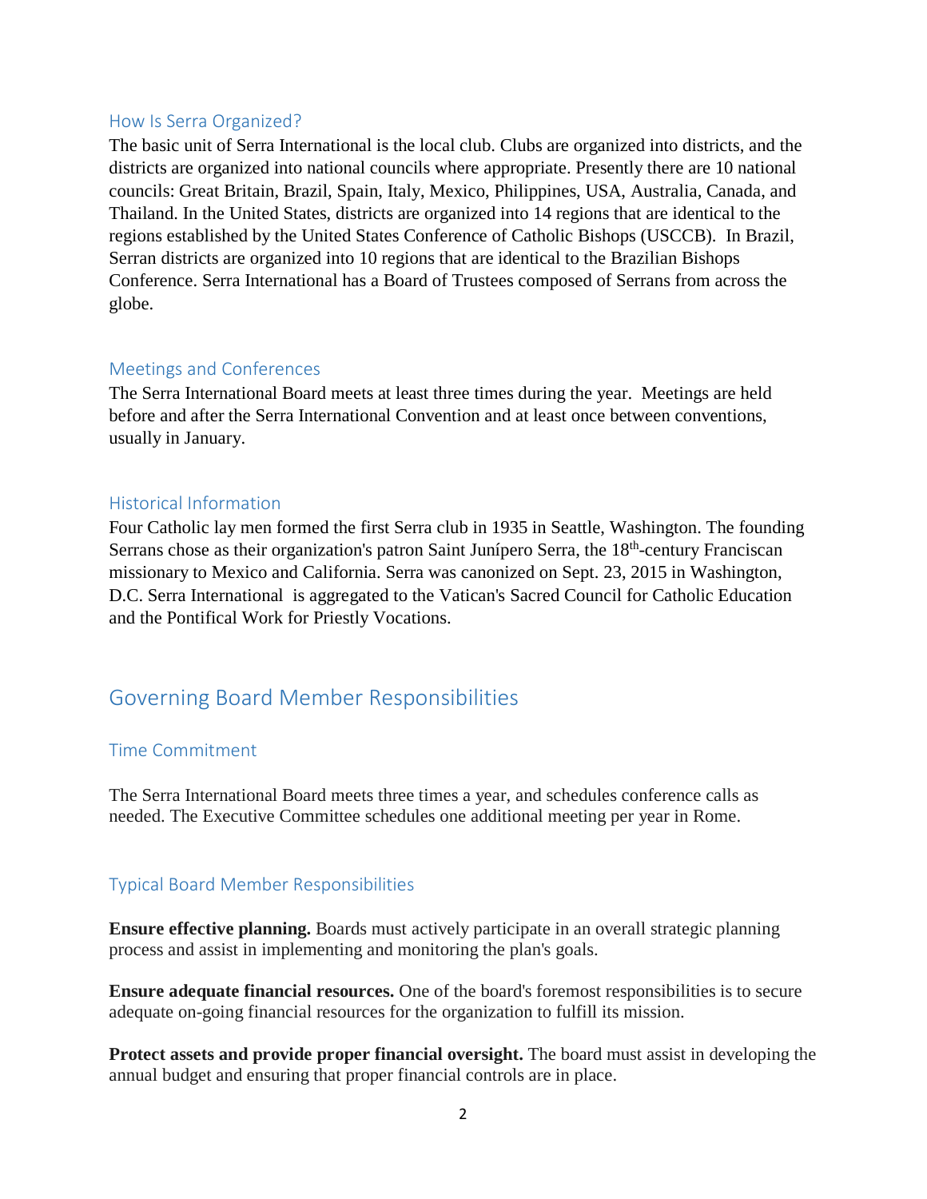### How Is Serra Organized?

The basic unit of Serra International is the local club. Clubs are organized into districts, and the districts are organized into national councils where appropriate. Presently there are 10 national councils: Great Britain, Brazil, Spain, Italy, Mexico, Philippines, USA, Australia, Canada, and Thailand. In the United States, districts are organized into 14 regions that are identical to the regions established by the United States Conference of Catholic Bishops (USCCB). In Brazil, Serran districts are organized into 10 regions that are identical to the Brazilian Bishops Conference. Serra International has a Board of Trustees composed of Serrans from across the globe.

### Meetings and Conferences

The Serra International Board meets at least three times during the year. Meetings are held before and after the Serra International Convention and at least once between conventions, usually in January.

### Historical Information

Four Catholic lay men formed the first Serra club in 1935 in Seattle, Washington. The founding Serrans chose as their organization's patron Saint Junípero Serra, the 18th-century Franciscan missionary to Mexico and California. Serra was canonized on Sept. 23, 2015 in Washington, D.C. Serra International is aggregated to the Vatican's Sacred Council for Catholic Education and the Pontifical Work for Priestly Vocations.

## Governing Board Member Responsibilities

### Time Commitment

The Serra International Board meets three times a year, and schedules conference calls as needed. The Executive Committee schedules one additional meeting per year in Rome.

### Typical Board Member Responsibilities

**Ensure effective planning.** Boards must actively participate in an overall strategic planning process and assist in implementing and monitoring the plan's goals.

**Ensure adequate financial resources.** One of the board's foremost responsibilities is to secure adequate on-going financial resources for the organization to fulfill its mission.

**Protect assets and provide proper financial oversight.** The board must assist in developing the annual budget and ensuring that proper financial controls are in place.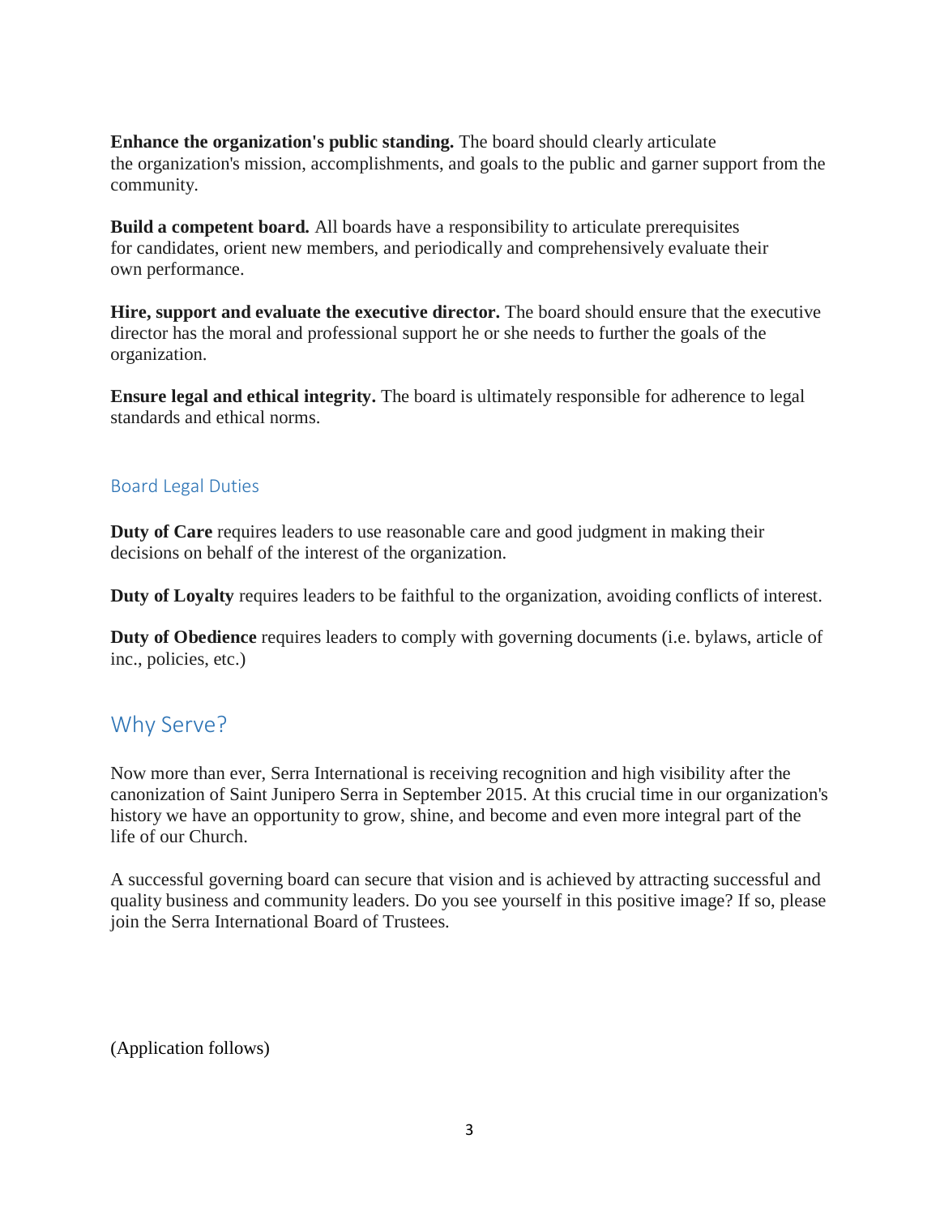**Enhance the organization's public standing.** The board should clearly articulate the organization's mission, accomplishments, and goals to the public and garner support from the community.

**Build a competent board.** All boards have a responsibility to articulate prerequisites for candidates, orient new members, and periodically and comprehensively evaluate their own performance.

**Hire, support and evaluate the executive director.** The board should ensure that the executive director has the moral and professional support he or she needs to further the goals of the organization.

**Ensure legal and ethical integrity.** The board is ultimately responsible for adherence to legal standards and ethical norms.

### Board Legal Duties

**Duty of Care** requires leaders to use reasonable care and good judgment in making their decisions on behalf of the interest of the organization.

**Duty of Loyalty** requires leaders to be faithful to the organization, avoiding conflicts of interest.

**Duty of Obedience** requires leaders to comply with governing documents (i.e. bylaws, article of inc., policies, etc.)

## Why Serve?

Now more than ever, Serra International is receiving recognition and high visibility after the canonization of Saint Junipero Serra in September 2015. At this crucial time in our organization's history we have an opportunity to grow, shine, and become and even more integral part of the life of our Church.

A successful governing board can secure that vision and is achieved by attracting successful and quality business and community leaders. Do you see yourself in this positive image? If so, please join the Serra International Board of Trustees.

(Application follows)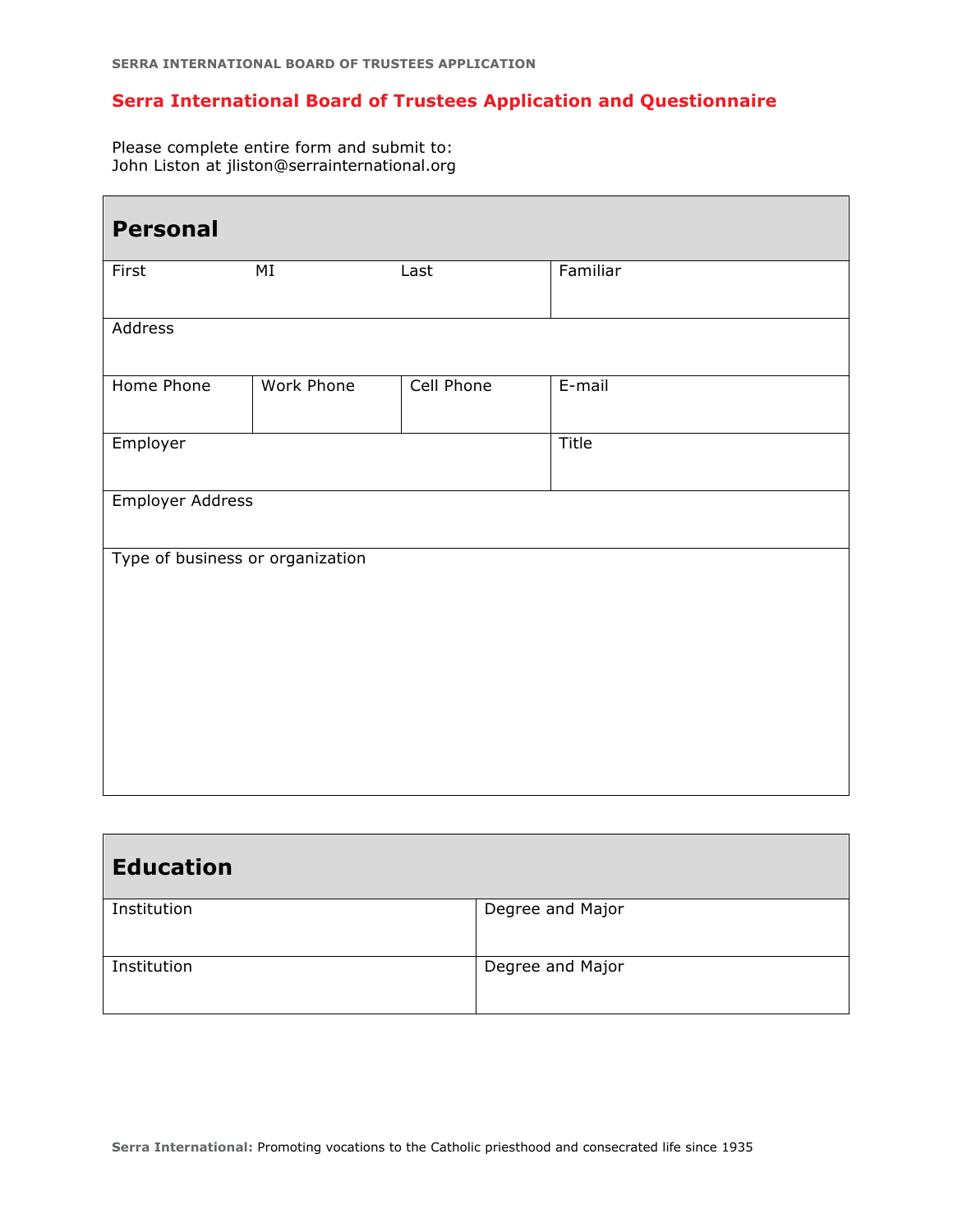## Serra International Board of Trustees Application and Questionnaire

Please complete entire form and submit to:
John Liston at jliston@serrainternational.org

| **Personal** | | | |
|---|---|---|---|
| First | MI | Last | Familiar |
| Address | | | |
| Home Phone | Work Phone | Cell Phone | E-mail |
| Employer | | | Title |
| Employer Address | | | |
| Type of business or organization | | | |

| **Education** | |
|---|---|
| Institution | Degree and Major |
| Institution | Degree and Major |

**Serra International:** Promoting vocations to the Catholic priesthood and consecrated life since 1935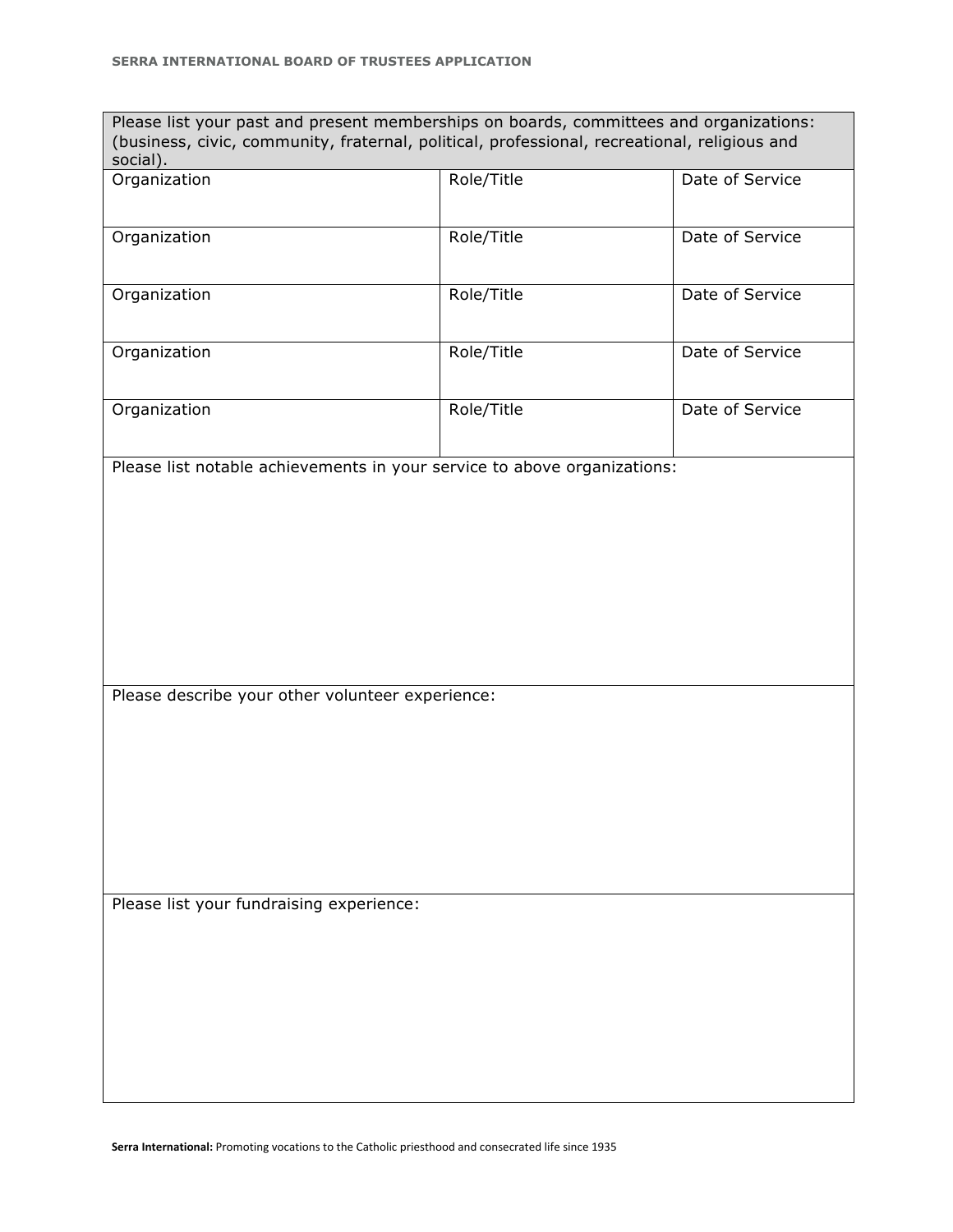| Please list your past and present memberships on boards, committees and organizations: (business, civic, community, fraternal, political, professional, recreational, religious and social). | | |
|---|---|---|
| Organization | Role/Title | Date of Service |
| Organization | Role/Title | Date of Service |
| Organization | Role/Title | Date of Service |
| Organization | Role/Title | Date of Service |
| Organization | Role/Title | Date of Service |

Please list notable achievements in your service to above organizations:

Please describe your other volunteer experience:

Please list your fundraising experience:

**Serra International:** Promoting vocations to the Catholic priesthood and consecrated life since 1935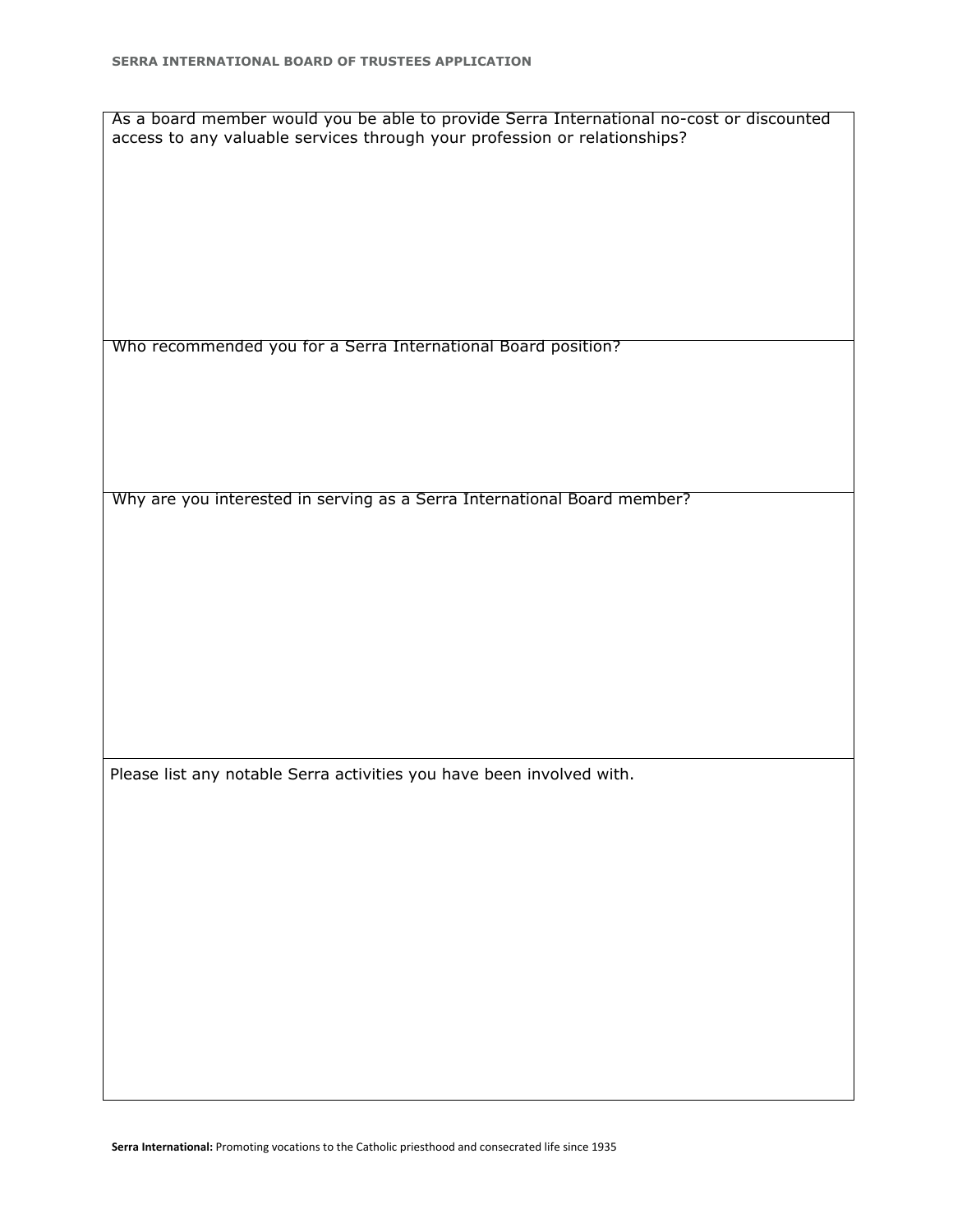As a board member would you be able to provide Serra International no-cost or discounted access to any valuable services through your profession or relationships?

Who recommended you for a Serra International Board position?

Why are you interested in serving as a Serra International Board member?

Please list any notable Serra activities you have been involved with.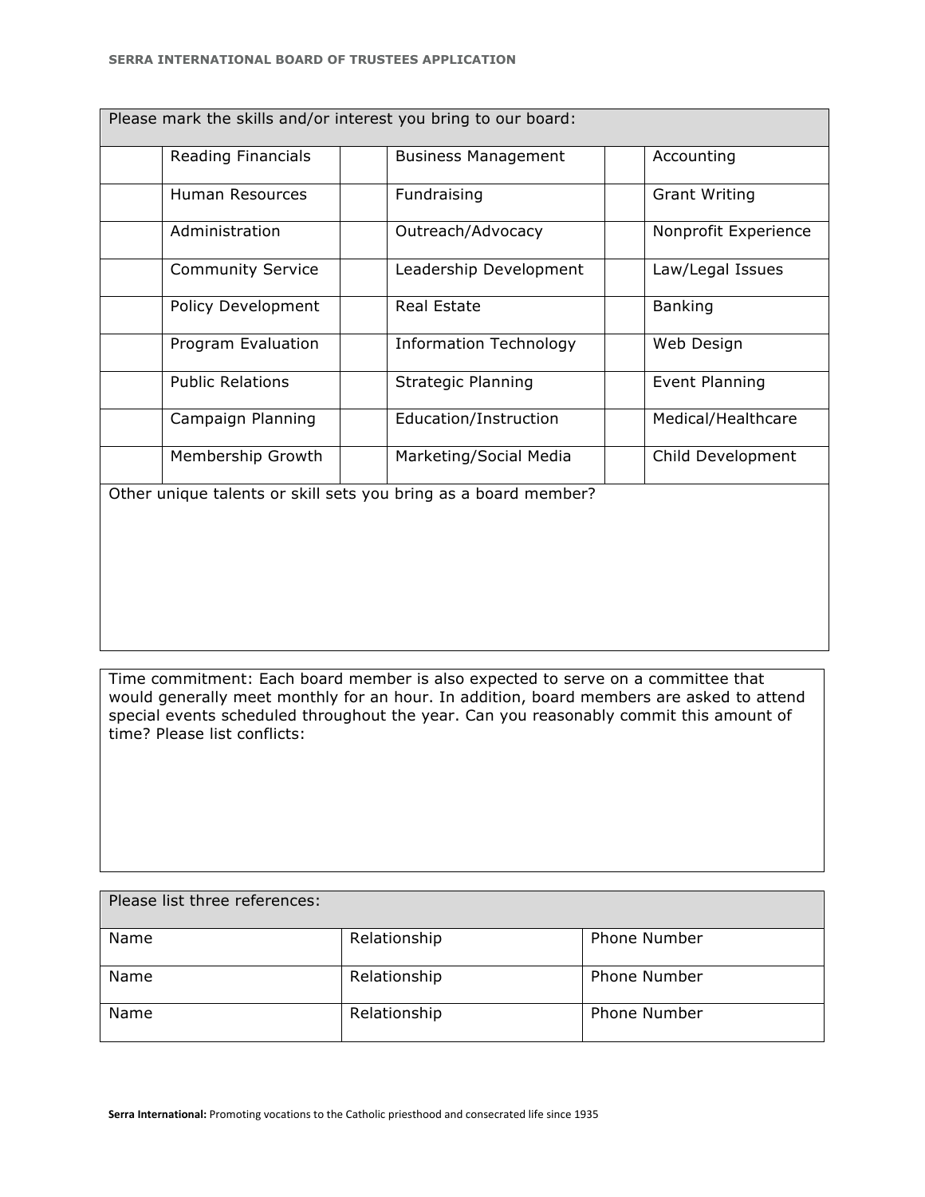| Please mark the skills and/or interest you bring to our board: | | | | | |
|---|---|---|---|---|---|
| | Reading Financials | | Business Management | | Accounting |
| | Human Resources | | Fundraising | | Grant Writing |
| | Administration | | Outreach/Advocacy | | Nonprofit Experience |
| | Community Service | | Leadership Development | | Law/Legal Issues |
| | Policy Development | | Real Estate | | Banking |
| | Program Evaluation | | Information Technology | | Web Design |
| | Public Relations | | Strategic Planning | | Event Planning |
| | Campaign Planning | | Education/Instruction | | Medical/Healthcare |
| | Membership Growth | | Marketing/Social Media | | Child Development |
| Other unique talents or skill sets you bring as a board member? | | | | | |

| Time commitment: Each board member is also expected to serve on a committee that would generally meet monthly for an hour. In addition, board members are asked to attend special events scheduled throughout the year. Can you reasonably commit this amount of time? Please list conflicts: |
|---|
| |

| Please list three references: | | |
|---|---|---|
| Name | Relationship | Phone Number |
| Name | Relationship | Phone Number |
| Name | Relationship | Phone Number |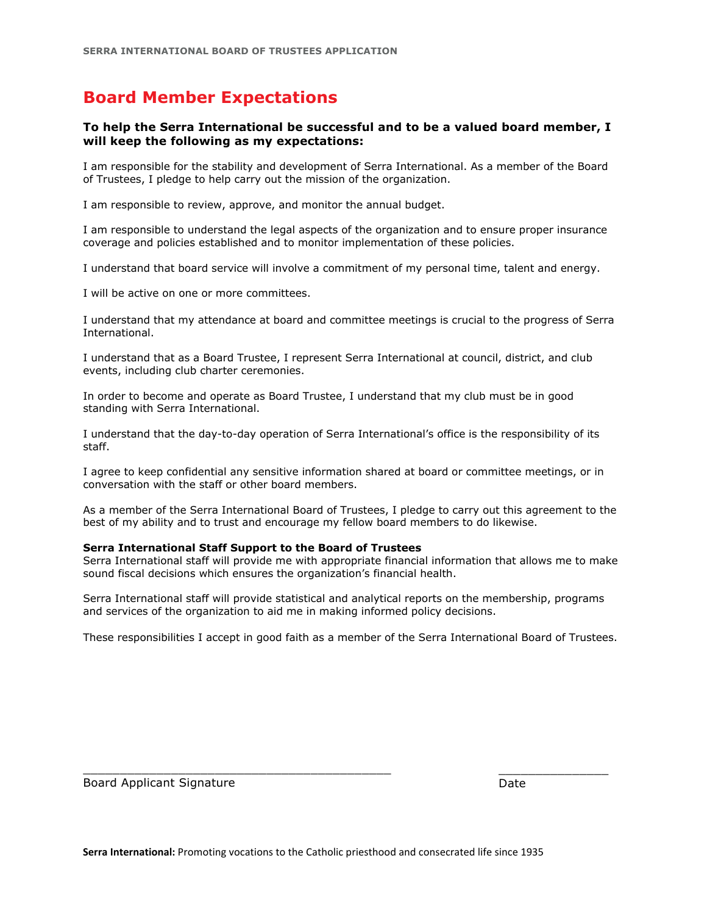# Board Member Expectations

**To help the Serra International be successful and to be a valued board member, I will keep the following as my expectations:**

I am responsible for the stability and development of Serra International. As a member of the Board of Trustees, I pledge to help carry out the mission of the organization.

I am responsible to review, approve, and monitor the annual budget.

I am responsible to understand the legal aspects of the organization and to ensure proper insurance coverage and policies established and to monitor implementation of these policies.

I understand that board service will involve a commitment of my personal time, talent and energy.

I will be active on one or more committees.

I understand that my attendance at board and committee meetings is crucial to the progress of Serra International.

I understand that as a Board Trustee, I represent Serra International at council, district, and club events, including club charter ceremonies.

In order to become and operate as Board Trustee, I understand that my club must be in good standing with Serra International.

I understand that the day-to-day operation of Serra International's office is the responsibility of its staff.

I agree to keep confidential any sensitive information shared at board or committee meetings, or in conversation with the staff or other board members.

As a member of the Serra International Board of Trustees, I pledge to carry out this agreement to the best of my ability and to trust and encourage my fellow board members to do likewise.

**Serra International Staff Support to the Board of Trustees**

Serra International staff will provide me with appropriate financial information that allows me to make sound fiscal decisions which ensures the organization's financial health.

Serra International staff will provide statistical and analytical reports on the membership, programs and services of the organization to aid me in making informed policy decisions.

These responsibilities I accept in good faith as a member of the Serra International Board of Trustees.

_____________________________________________ ________________

Board Applicant Signature Date

**Serra International:** Promoting vocations to the Catholic priesthood and consecrated life since 1935